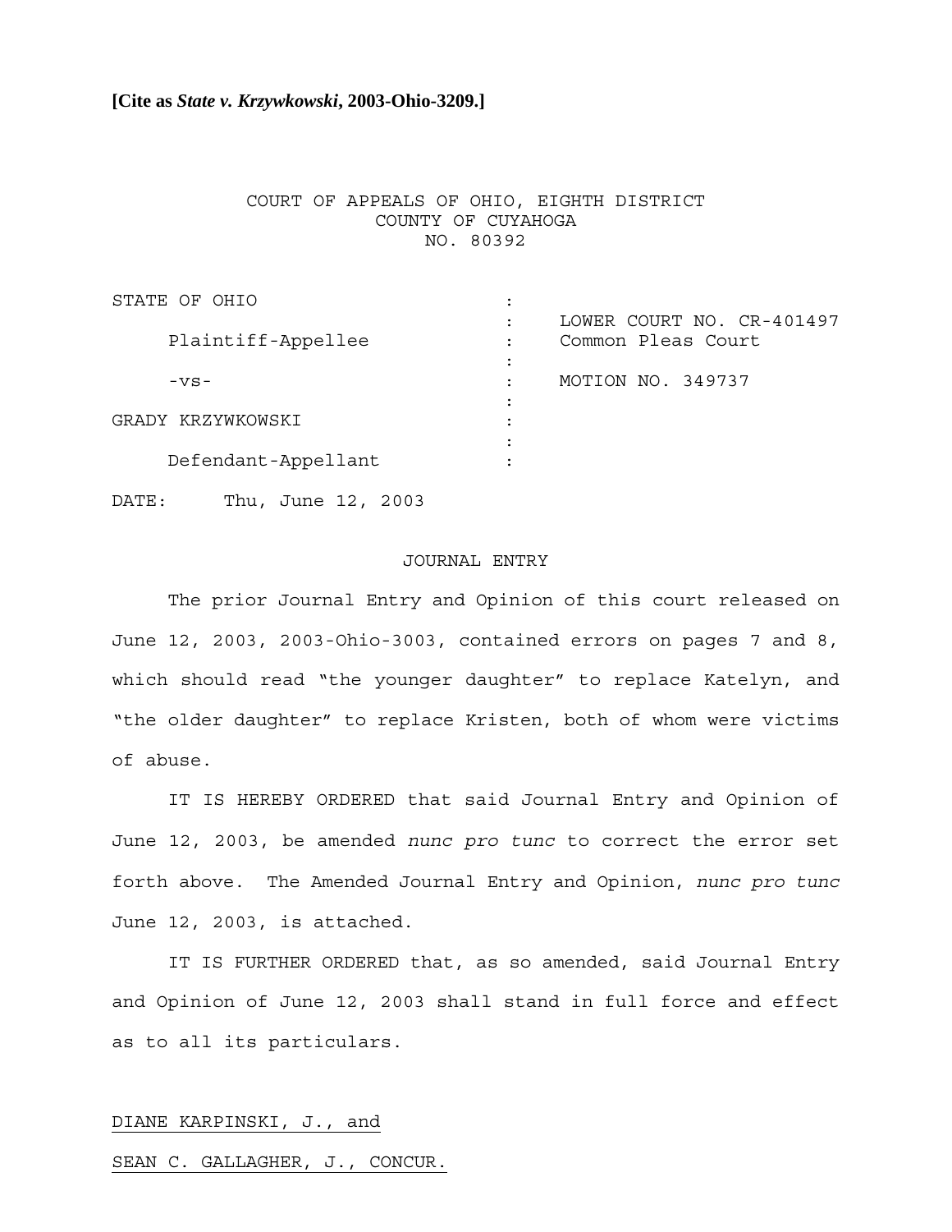**[Cite as *State v. Krzywkowski*, 2003-Ohio-3209.]**

COURT OF APPEALS OF OHIO, EIGHTH DISTRICT
COUNTY OF CUYAHOGA
NO. 80392

| | | |
|---|---|---|
| STATE OF OHIO | : | |
| | : | LOWER COURT NO. CR-401497 |
| Plaintiff-Appellee | : | Common Pleas Court |
| | : | |
| -vs- | : | MOTION NO. 349737 |
| | : | |
| GRADY KRZYWKOWSKI | : | |
| | : | |
| Defendant-Appellant | : | |

DATE: Thu, June 12, 2003

JOURNAL ENTRY

The prior Journal Entry and Opinion of this court released on June 12, 2003, 2003-Ohio-3003, contained errors on pages 7 and 8, which should read "the younger daughter" to replace Katelyn, and "the older daughter" to replace Kristen, both of whom were victims of abuse.

IT IS HEREBY ORDERED that said Journal Entry and Opinion of June 12, 2003, be amended *nunc pro tunc* to correct the error set forth above. The Amended Journal Entry and Opinion, *nunc pro tunc* June 12, 2003, is attached.

IT IS FURTHER ORDERED that, as so amended, said Journal Entry and Opinion of June 12, 2003 shall stand in full force and effect as to all its particulars.

DIANE KARPINSKI, J., and

SEAN C. GALLAGHER, J., CONCUR.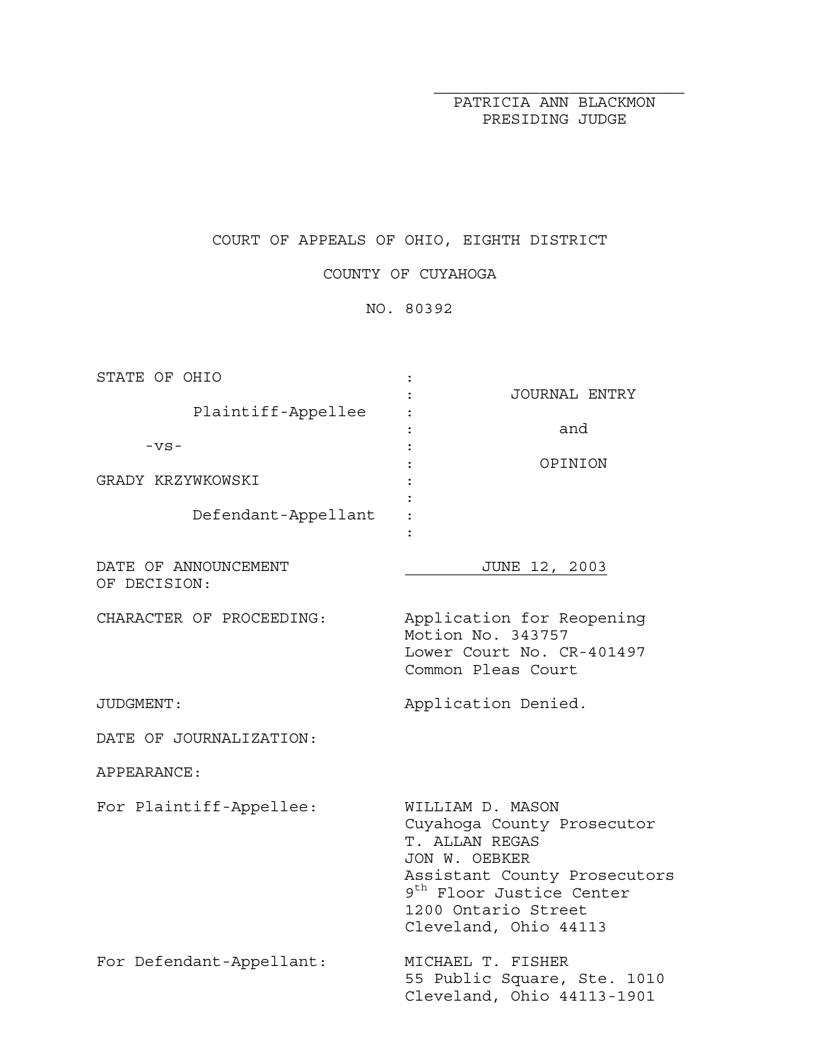PATRICIA ANN BLACKMON
PRESIDING JUDGE

COURT OF APPEALS OF OHIO, EIGHTH DISTRICT

COUNTY OF CUYAHOGA

NO. 80392

| | |
|---|---|
| STATE OF OHIO<br><br>Plaintiff-Appellee<br><br>-vs-<br><br>GRADY KRZYWKOWSKI<br><br>Defendant-Appellant | JOURNAL ENTRY<br><br>and<br><br>OPINION |

| | |
|---|---|
| DATE OF ANNOUNCEMENT OF DECISION: | JUNE 12, 2003 |
| CHARACTER OF PROCEEDING: | Application for Reopening<br>Motion No. 343757<br>Lower Court No. CR-401497<br>Common Pleas Court |
| JUDGMENT: | Application Denied. |
| DATE OF JOURNALIZATION: | |
| APPEARANCE: | |
| For Plaintiff-Appellee: | WILLIAM D. MASON<br>Cuyahoga County Prosecutor<br>T. ALLAN REGAS<br>JON W. OEBKER<br>Assistant County Prosecutors<br>9th Floor Justice Center<br>1200 Ontario Street<br>Cleveland, Ohio 44113 |
| For Defendant-Appellant: | MICHAEL T. FISHER<br>55 Public Square, Ste. 1010<br>Cleveland, Ohio 44113-1901 |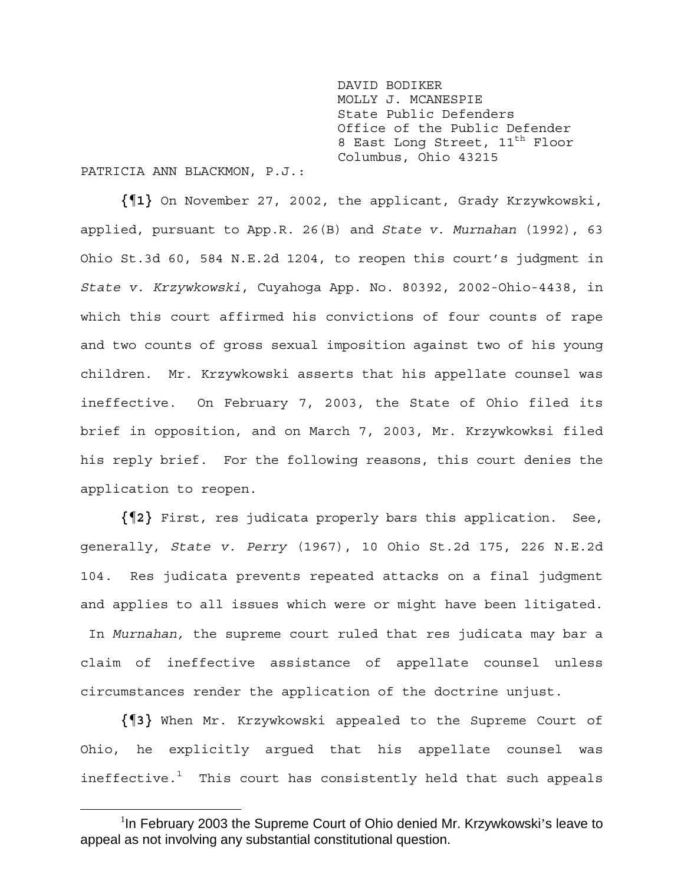DAVID BODIKER
MOLLY J. MCANESPIE
State Public Defenders
Office of the Public Defender
8 East Long Street, 11th Floor
Columbus, Ohio 43215

PATRICIA ANN BLACKMON, P.J.:

**{¶1}** On November 27, 2002, the applicant, Grady Krzywkowski, applied, pursuant to App.R. 26(B) and *State v. Murnahan* (1992), 63 Ohio St.3d 60, 584 N.E.2d 1204, to reopen this court's judgment in *State v. Krzywkowski*, Cuyahoga App. No. 80392, 2002-Ohio-4438, in which this court affirmed his convictions of four counts of rape and two counts of gross sexual imposition against two of his young children. Mr. Krzywkowski asserts that his appellate counsel was ineffective. On February 7, 2003, the State of Ohio filed its brief in opposition, and on March 7, 2003, Mr. Krzywkowksi filed his reply brief. For the following reasons, this court denies the application to reopen.

**{¶2}** First, res judicata properly bars this application. See, generally, *State v. Perry* (1967), 10 Ohio St.2d 175, 226 N.E.2d 104. Res judicata prevents repeated attacks on a final judgment and applies to all issues which were or might have been litigated. In *Murnahan,* the supreme court ruled that res judicata may bar a claim of ineffective assistance of appellate counsel unless circumstances render the application of the doctrine unjust.

**{¶3}** When Mr. Krzywkowski appealed to the Supreme Court of Ohio, he explicitly argued that his appellate counsel was ineffective.[1] This court has consistently held that such appeals

[1] In February 2003 the Supreme Court of Ohio denied Mr. Krzywkowski's leave to appeal as not involving any substantial constitutional question.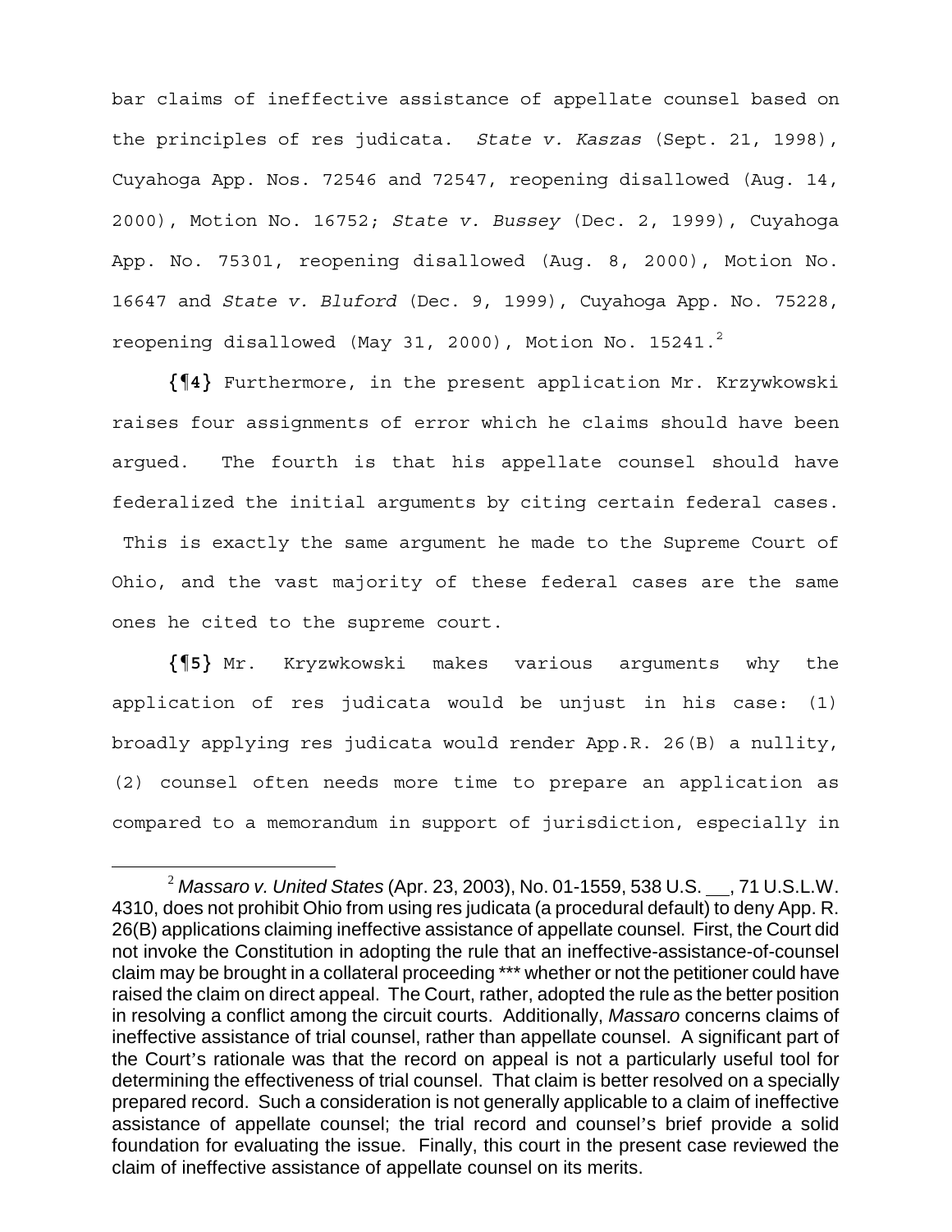bar claims of ineffective assistance of appellate counsel based on the principles of res judicata. *State v. Kaszas* (Sept. 21, 1998), Cuyahoga App. Nos. 72546 and 72547, reopening disallowed (Aug. 14, 2000), Motion No. 16752; *State v. Bussey* (Dec. 2, 1999), Cuyahoga App. No. 75301, reopening disallowed (Aug. 8, 2000), Motion No. 16647 and *State v. Bluford* (Dec. 9, 1999), Cuyahoga App. No. 75228, reopening disallowed (May 31, 2000), Motion No. 15241.[2]

**{¶4}** Furthermore, in the present application Mr. Krzywkowski raises four assignments of error which he claims should have been argued. The fourth is that his appellate counsel should have federalized the initial arguments by citing certain federal cases. This is exactly the same argument he made to the Supreme Court of Ohio, and the vast majority of these federal cases are the same ones he cited to the supreme court.

**{¶5}** Mr. Kryzwkowski makes various arguments why the application of res judicata would be unjust in his case: (1) broadly applying res judicata would render App.R. 26(B) a nullity, (2) counsel often needs more time to prepare an application as compared to a memorandum in support of jurisdiction, especially in

---

[2] *Massaro v. United States* (Apr. 23, 2003), No. 01-1559, 538 U.S. __, 71 U.S.L.W. 4310, does not prohibit Ohio from using res judicata (a procedural default) to deny App. R. 26(B) applications claiming ineffective assistance of appellate counsel. First, the Court did not invoke the Constitution in adopting the rule that an ineffective-assistance-of-counsel claim may be brought in a collateral proceeding *** whether or not the petitioner could have raised the claim on direct appeal. The Court, rather, adopted the rule as the better position in resolving a conflict among the circuit courts. Additionally, *Massaro* concerns claims of ineffective assistance of trial counsel, rather than appellate counsel. A significant part of the Court's rationale was that the record on appeal is not a particularly useful tool for determining the effectiveness of trial counsel. That claim is better resolved on a specially prepared record. Such a consideration is not generally applicable to a claim of ineffective assistance of appellate counsel; the trial record and counsel's brief provide a solid foundation for evaluating the issue. Finally, this court in the present case reviewed the claim of ineffective assistance of appellate counsel on its merits.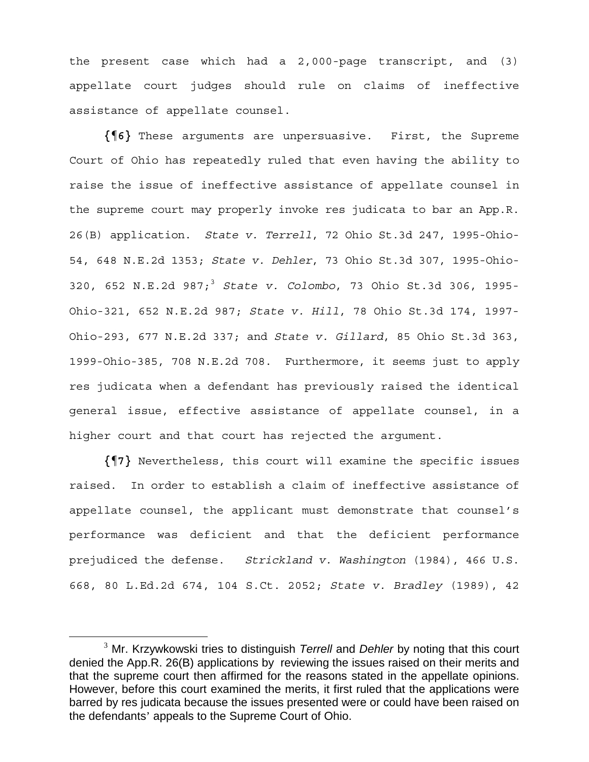the present case which had a 2,000-page transcript, and (3) appellate court judges should rule on claims of ineffective assistance of appellate counsel.

**{¶6}** These arguments are unpersuasive. First, the Supreme Court of Ohio has repeatedly ruled that even having the ability to raise the issue of ineffective assistance of appellate counsel in the supreme court may properly invoke res judicata to bar an App.R. 26(B) application. *State v. Terrell*, 72 Ohio St.3d 247, 1995-Ohio-54, 648 N.E.2d 1353; *State v. Dehler*, 73 Ohio St.3d 307, 1995-Ohio-320, 652 N.E.2d 987;[3] *State v. Colombo*, 73 Ohio St.3d 306, 1995-Ohio-321, 652 N.E.2d 987; *State v. Hill*, 78 Ohio St.3d 174, 1997-Ohio-293, 677 N.E.2d 337; and *State v. Gillard*, 85 Ohio St.3d 363, 1999-Ohio-385, 708 N.E.2d 708. Furthermore, it seems just to apply res judicata when a defendant has previously raised the identical general issue, effective assistance of appellate counsel, in a higher court and that court has rejected the argument.

**{¶7}** Nevertheless, this court will examine the specific issues raised. In order to establish a claim of ineffective assistance of appellate counsel, the applicant must demonstrate that counsel's performance was deficient and that the deficient performance prejudiced the defense. *Strickland v. Washington* (1984), 466 U.S. 668, 80 L.Ed.2d 674, 104 S.Ct. 2052; *State v. Bradley* (1989), 42

---

[3] Mr. Krzywkowski tries to distinguish *Terrell* and *Dehler* by noting that this court denied the App.R. 26(B) applications by reviewing the issues raised on their merits and that the supreme court then affirmed for the reasons stated in the appellate opinions. However, before this court examined the merits, it first ruled that the applications were barred by res judicata because the issues presented were or could have been raised on the defendants' appeals to the Supreme Court of Ohio.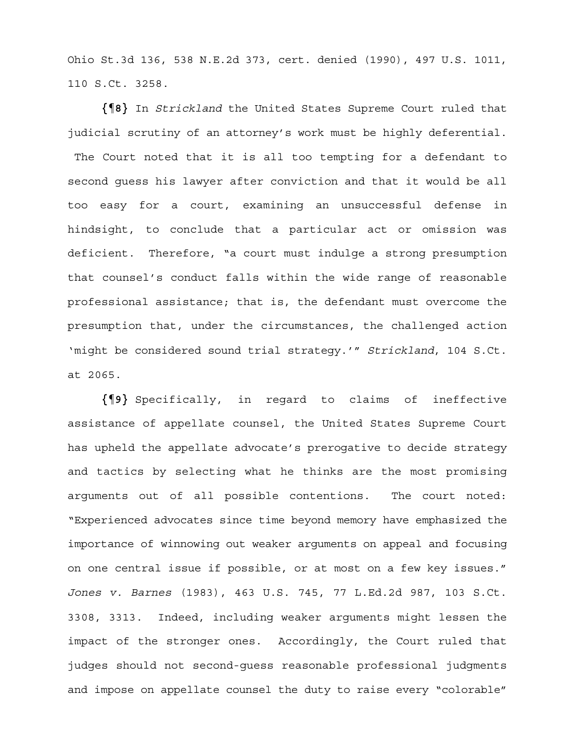Ohio St.3d 136, 538 N.E.2d 373, cert. denied (1990), 497 U.S. 1011, 110 S.Ct. 3258.

**{¶8}** In *Strickland* the United States Supreme Court ruled that judicial scrutiny of an attorney's work must be highly deferential. The Court noted that it is all too tempting for a defendant to second guess his lawyer after conviction and that it would be all too easy for a court, examining an unsuccessful defense in hindsight, to conclude that a particular act or omission was deficient. Therefore, "a court must indulge a strong presumption that counsel's conduct falls within the wide range of reasonable professional assistance; that is, the defendant must overcome the presumption that, under the circumstances, the challenged action 'might be considered sound trial strategy.'" *Strickland*, 104 S.Ct. at 2065.

**{¶9}** Specifically, in regard to claims of ineffective assistance of appellate counsel, the United States Supreme Court has upheld the appellate advocate's prerogative to decide strategy and tactics by selecting what he thinks are the most promising arguments out of all possible contentions. The court noted: "Experienced advocates since time beyond memory have emphasized the importance of winnowing out weaker arguments on appeal and focusing on one central issue if possible, or at most on a few key issues." *Jones v. Barnes* (1983), 463 U.S. 745, 77 L.Ed.2d 987, 103 S.Ct. 3308, 3313. Indeed, including weaker arguments might lessen the impact of the stronger ones. Accordingly, the Court ruled that judges should not second-guess reasonable professional judgments and impose on appellate counsel the duty to raise every "colorable"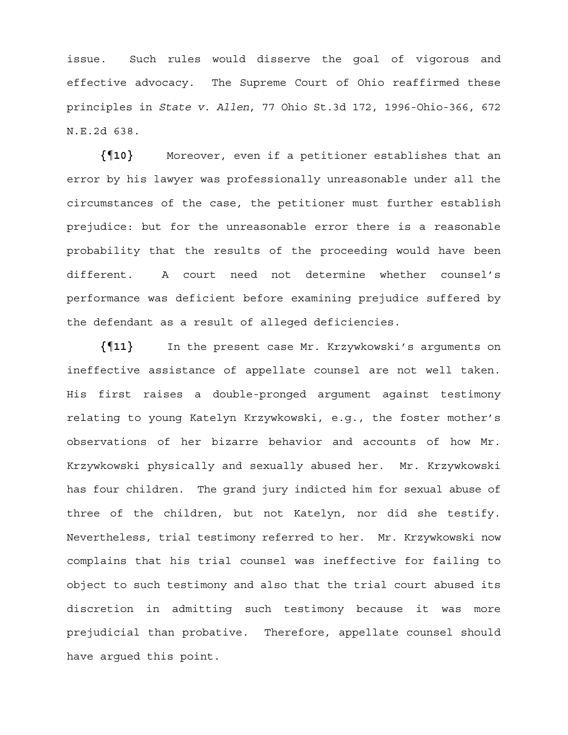issue. Such rules would disserve the goal of vigorous and effective advocacy. The Supreme Court of Ohio reaffirmed these principles in *State v. Allen*, 77 Ohio St.3d 172, 1996-Ohio-366, 672 N.E.2d 638.

**{¶10}** Moreover, even if a petitioner establishes that an error by his lawyer was professionally unreasonable under all the circumstances of the case, the petitioner must further establish prejudice: but for the unreasonable error there is a reasonable probability that the results of the proceeding would have been different. A court need not determine whether counsel's performance was deficient before examining prejudice suffered by the defendant as a result of alleged deficiencies.

**{¶11}** In the present case Mr. Krzywkowski's arguments on ineffective assistance of appellate counsel are not well taken. His first raises a double-pronged argument against testimony relating to young Katelyn Krzywkowski, e.g., the foster mother's observations of her bizarre behavior and accounts of how Mr. Krzywkowski physically and sexually abused her. Mr. Krzywkowski has four children. The grand jury indicted him for sexual abuse of three of the children, but not Katelyn, nor did she testify. Nevertheless, trial testimony referred to her. Mr. Krzywkowski now complains that his trial counsel was ineffective for failing to object to such testimony and also that the trial court abused its discretion in admitting such testimony because it was more prejudicial than probative. Therefore, appellate counsel should have argued this point.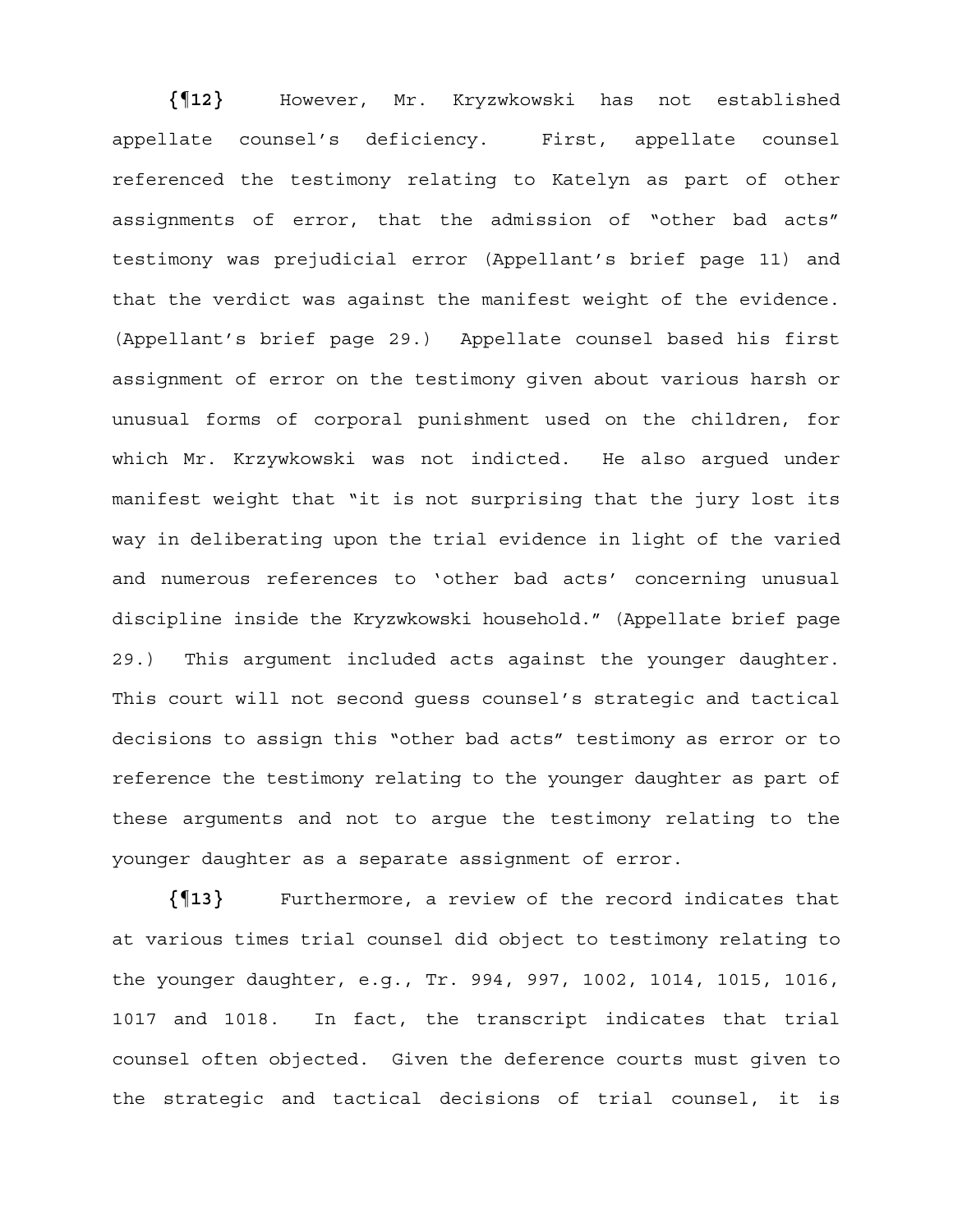**{¶12}** However, Mr. Kryzwkowski has not established appellate counsel's deficiency. First, appellate counsel referenced the testimony relating to Katelyn as part of other assignments of error, that the admission of "other bad acts" testimony was prejudicial error (Appellant's brief page 11) and that the verdict was against the manifest weight of the evidence. (Appellant's brief page 29.) Appellate counsel based his first assignment of error on the testimony given about various harsh or unusual forms of corporal punishment used on the children, for which Mr. Krzywkowski was not indicted. He also argued under manifest weight that "it is not surprising that the jury lost its way in deliberating upon the trial evidence in light of the varied and numerous references to 'other bad acts' concerning unusual discipline inside the Kryzwkowski household." (Appellate brief page 29.) This argument included acts against the younger daughter. This court will not second guess counsel's strategic and tactical decisions to assign this "other bad acts" testimony as error or to reference the testimony relating to the younger daughter as part of these arguments and not to argue the testimony relating to the younger daughter as a separate assignment of error.

**{¶13}** Furthermore, a review of the record indicates that at various times trial counsel did object to testimony relating to the younger daughter, e.g., Tr. 994, 997, 1002, 1014, 1015, 1016, 1017 and 1018. In fact, the transcript indicates that trial counsel often objected. Given the deference courts must given to the strategic and tactical decisions of trial counsel, it is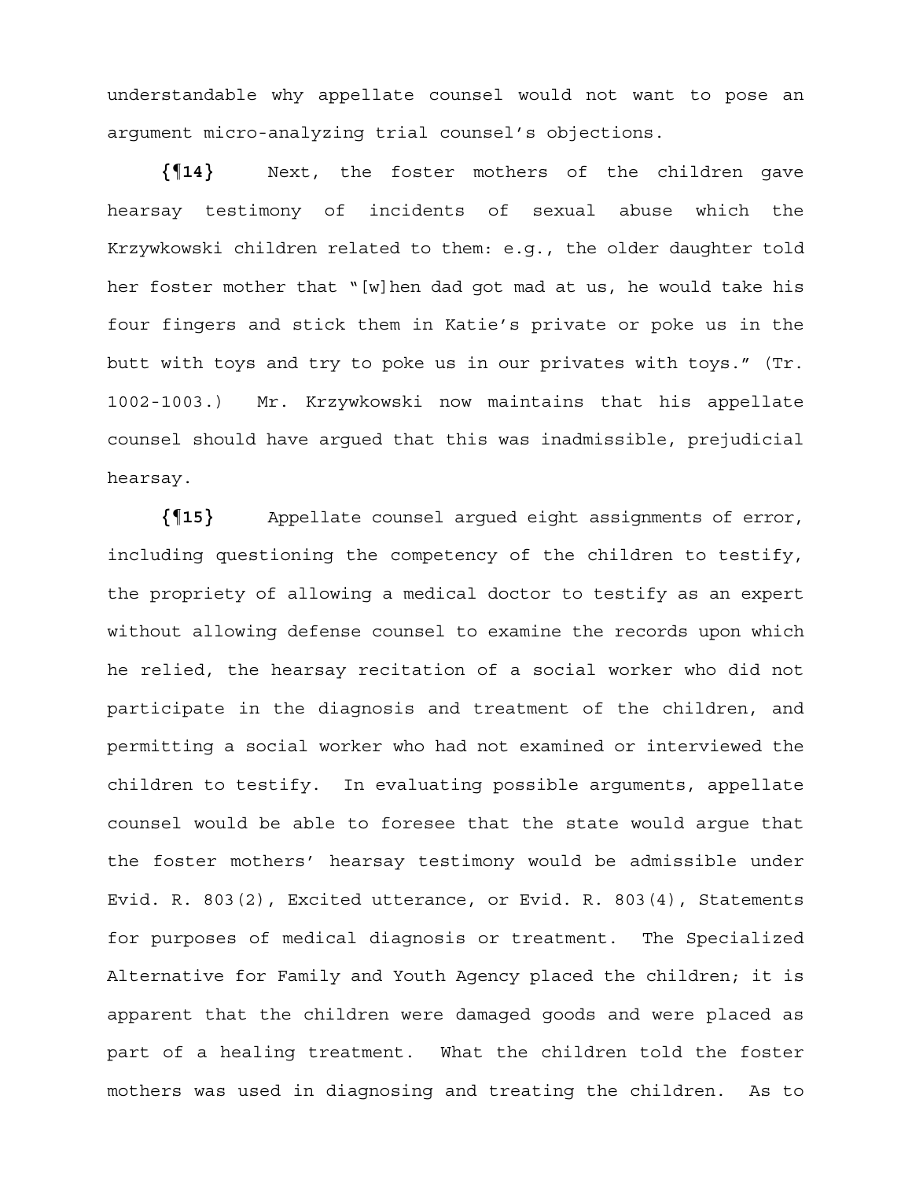understandable why appellate counsel would not want to pose an argument micro-analyzing trial counsel's objections.

**{¶14}** Next, the foster mothers of the children gave hearsay testimony of incidents of sexual abuse which the Krzywkowski children related to them: e.g., the older daughter told her foster mother that "[w]hen dad got mad at us, he would take his four fingers and stick them in Katie's private or poke us in the butt with toys and try to poke us in our privates with toys." (Tr. 1002-1003.) Mr. Krzywkowski now maintains that his appellate counsel should have argued that this was inadmissible, prejudicial hearsay.

**{¶15}** Appellate counsel argued eight assignments of error, including questioning the competency of the children to testify, the propriety of allowing a medical doctor to testify as an expert without allowing defense counsel to examine the records upon which he relied, the hearsay recitation of a social worker who did not participate in the diagnosis and treatment of the children, and permitting a social worker who had not examined or interviewed the children to testify. In evaluating possible arguments, appellate counsel would be able to foresee that the state would argue that the foster mothers' hearsay testimony would be admissible under Evid. R. 803(2), Excited utterance, or Evid. R. 803(4), Statements for purposes of medical diagnosis or treatment. The Specialized Alternative for Family and Youth Agency placed the children; it is apparent that the children were damaged goods and were placed as part of a healing treatment. What the children told the foster mothers was used in diagnosing and treating the children. As to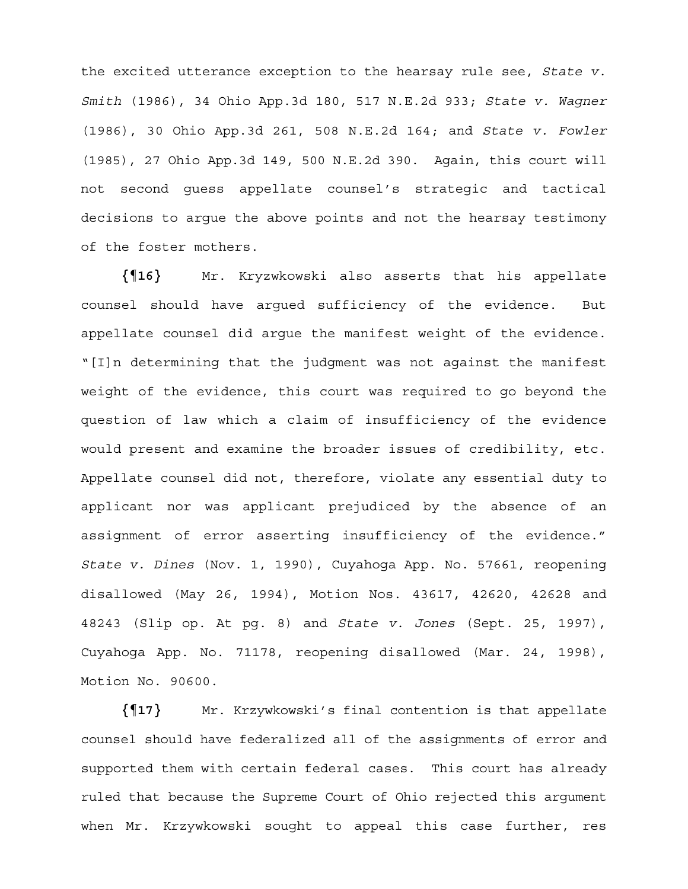the excited utterance exception to the hearsay rule see, *State v. Smith* (1986), 34 Ohio App.3d 180, 517 N.E.2d 933; *State v. Wagner* (1986), 30 Ohio App.3d 261, 508 N.E.2d 164; and *State v. Fowler* (1985), 27 Ohio App.3d 149, 500 N.E.2d 390. Again, this court will not second guess appellate counsel's strategic and tactical decisions to argue the above points and not the hearsay testimony of the foster mothers.

**{¶16}** Mr. Kryzwkowski also asserts that his appellate counsel should have argued sufficiency of the evidence. But appellate counsel did argue the manifest weight of the evidence. "[I]n determining that the judgment was not against the manifest weight of the evidence, this court was required to go beyond the question of law which a claim of insufficiency of the evidence would present and examine the broader issues of credibility, etc. Appellate counsel did not, therefore, violate any essential duty to applicant nor was applicant prejudiced by the absence of an assignment of error asserting insufficiency of the evidence." *State v. Dines* (Nov. 1, 1990), Cuyahoga App. No. 57661, reopening disallowed (May 26, 1994), Motion Nos. 43617, 42620, 42628 and 48243 (Slip op. At pg. 8) and *State v. Jones* (Sept. 25, 1997), Cuyahoga App. No. 71178, reopening disallowed (Mar. 24, 1998), Motion No. 90600.

**{¶17}** Mr. Krzywkowski's final contention is that appellate counsel should have federalized all of the assignments of error and supported them with certain federal cases. This court has already ruled that because the Supreme Court of Ohio rejected this argument when Mr. Krzywkowski sought to appeal this case further, res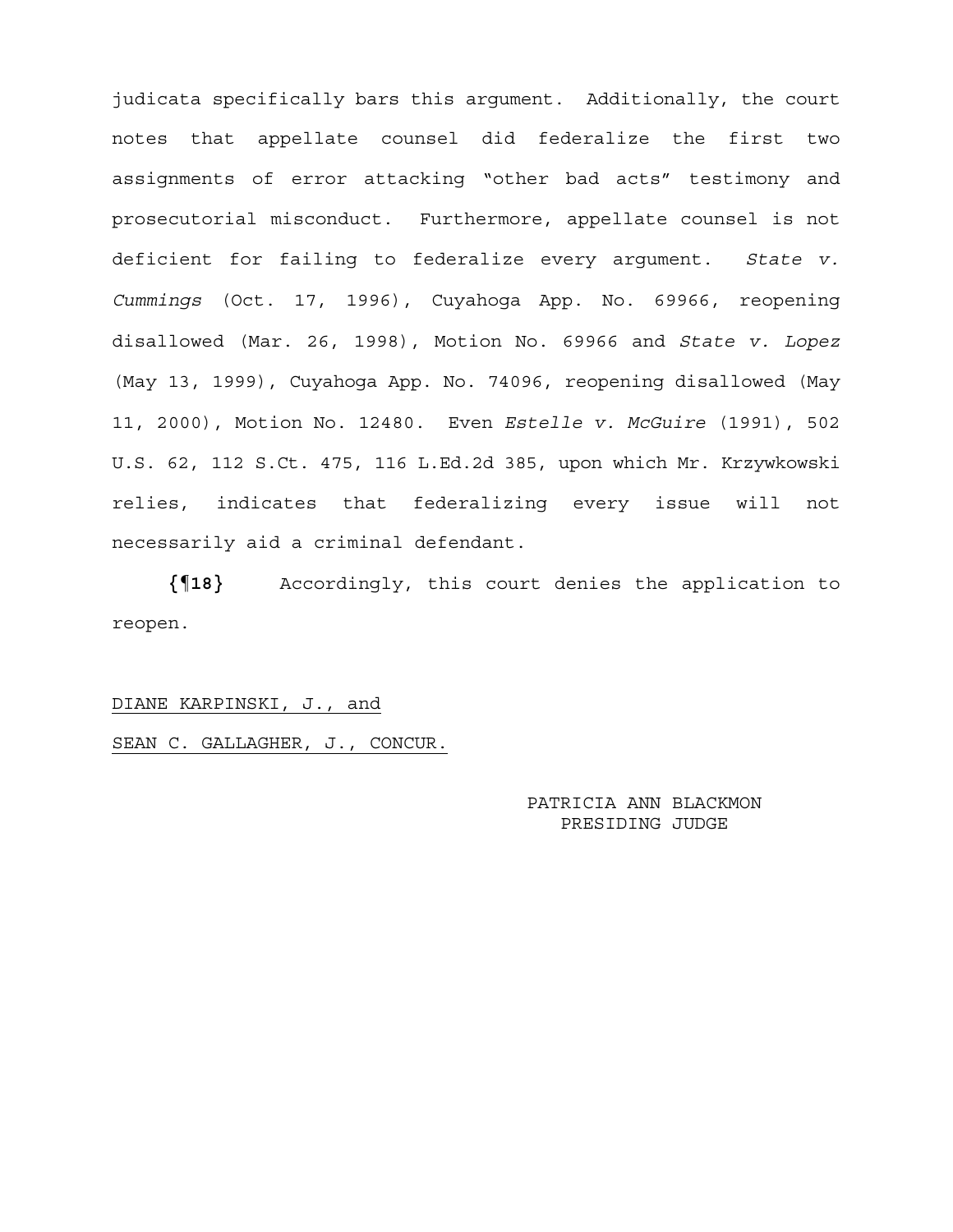judicata specifically bars this argument. Additionally, the court notes that appellate counsel did federalize the first two assignments of error attacking "other bad acts" testimony and prosecutorial misconduct. Furthermore, appellate counsel is not deficient for failing to federalize every argument. *State v. Cummings* (Oct. 17, 1996), Cuyahoga App. No. 69966, reopening disallowed (Mar. 26, 1998), Motion No. 69966 and *State v. Lopez* (May 13, 1999), Cuyahoga App. No. 74096, reopening disallowed (May 11, 2000), Motion No. 12480. Even *Estelle v. McGuire* (1991), 502 U.S. 62, 112 S.Ct. 475, 116 L.Ed.2d 385, upon which Mr. Krzywkowski relies, indicates that federalizing every issue will not necessarily aid a criminal defendant.

**{¶18}** Accordingly, this court denies the application to reopen.

DIANE KARPINSKI, J., and

SEAN C. GALLAGHER, J., CONCUR.

PATRICIA ANN BLACKMON
PRESIDING JUDGE